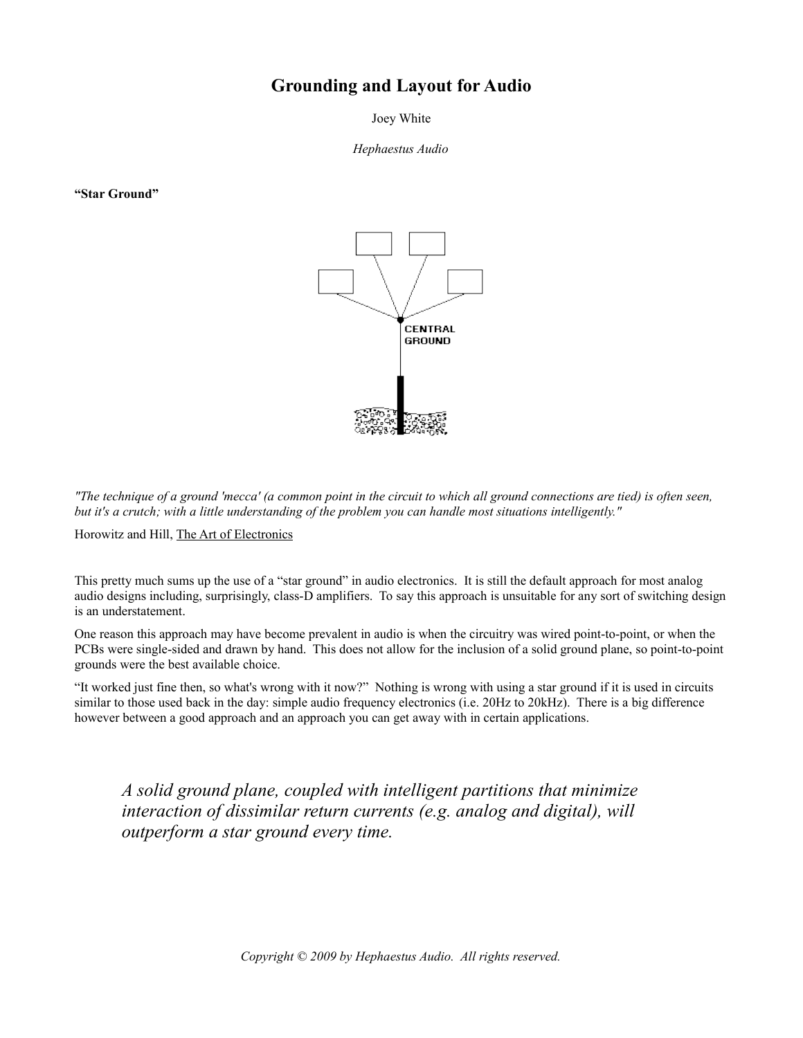# Grounding and Layout for Audio

Joey White

*Hephaestus Audio*

**"Star Ground"**

CENTRAL GROUND

*"The technique of a ground 'mecca' (a common point in the circuit to which all ground connections are tied) is often seen, but it's a crutch; with a little understanding of the problem you can handle most situations intelligently."*

Horowitz and Hill, The Art of Electronics

This pretty much sums up the use of a "star ground" in audio electronics. It is still the default approach for most analog audio designs including, surprisingly, class-D amplifiers. To say this approach is unsuitable for any sort of switching design is an understatement.

One reason this approach may have become prevalent in audio is when the circuitry was wired point-to-point, or when the PCBs were single-sided and drawn by hand. This does not allow for the inclusion of a solid ground plane, so point-to-point grounds were the best available choice.

"It worked just fine then, so what's wrong with it now?" Nothing is wrong with using a star ground if it is used in circuits similar to those used back in the day: simple audio frequency electronics (i.e. 20Hz to 20kHz). There is a big difference however between a good approach and an approach you can get away with in certain applications.

*A solid ground plane, coupled with intelligent partitions that minimize interaction of dissimilar return currents (e.g. analog and digital), will outperform a star ground every time.*

*Copyright © 2009 by Hephaestus Audio. All rights reserved.*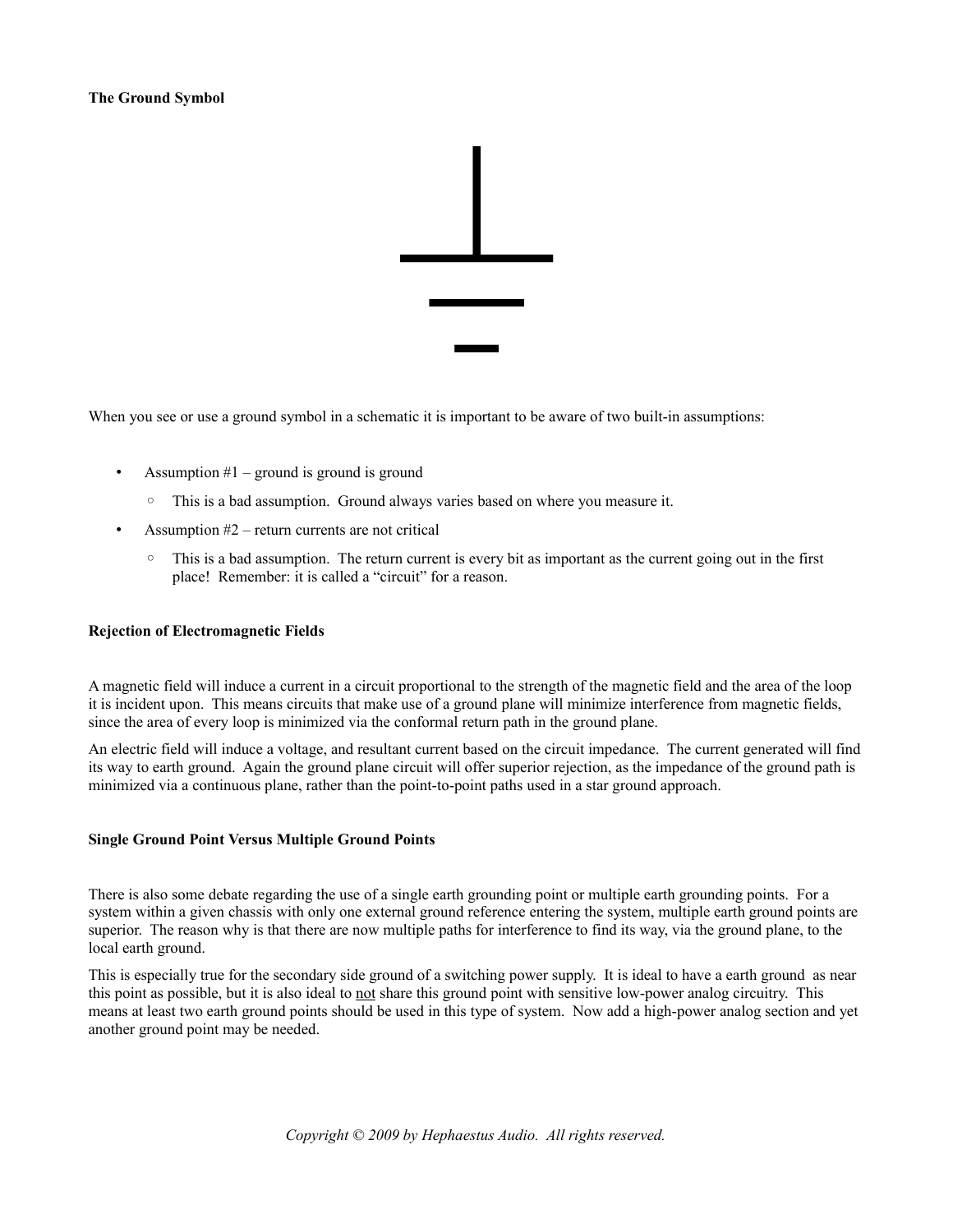**The Ground Symbol**

When you see or use a ground symbol in a schematic it is important to be aware of two built-in assumptions:

- Assumption #1 – ground is ground is ground
  - This is a bad assumption. Ground always varies based on where you measure it.
- Assumption #2 – return currents are not critical
  - This is a bad assumption. The return current is every bit as important as the current going out in the first place! Remember: it is called a "circuit" for a reason.

**Rejection of Electromagnetic Fields**

A magnetic field will induce a current in a circuit proportional to the strength of the magnetic field and the area of the loop it is incident upon. This means circuits that make use of a ground plane will minimize interference from magnetic fields, since the area of every loop is minimized via the conformal return path in the ground plane.

An electric field will induce a voltage, and resultant current based on the circuit impedance. The current generated will find its way to earth ground. Again the ground plane circuit will offer superior rejection, as the impedance of the ground path is minimized via a continuous plane, rather than the point-to-point paths used in a star ground approach.

**Single Ground Point Versus Multiple Ground Points**

There is also some debate regarding the use of a single earth grounding point or multiple earth grounding points. For a system within a given chassis with only one external ground reference entering the system, multiple earth ground points are superior. The reason why is that there are now multiple paths for interference to find its way, via the ground plane, to the local earth ground.

This is especially true for the secondary side ground of a switching power supply. It is ideal to have a earth ground as near this point as possible, but it is also ideal to not share this ground point with sensitive low-power analog circuitry. This means at least two earth ground points should be used in this type of system. Now add a high-power analog section and yet another ground point may be needed.

*Copyright © 2009 by Hephaestus Audio. All rights reserved.*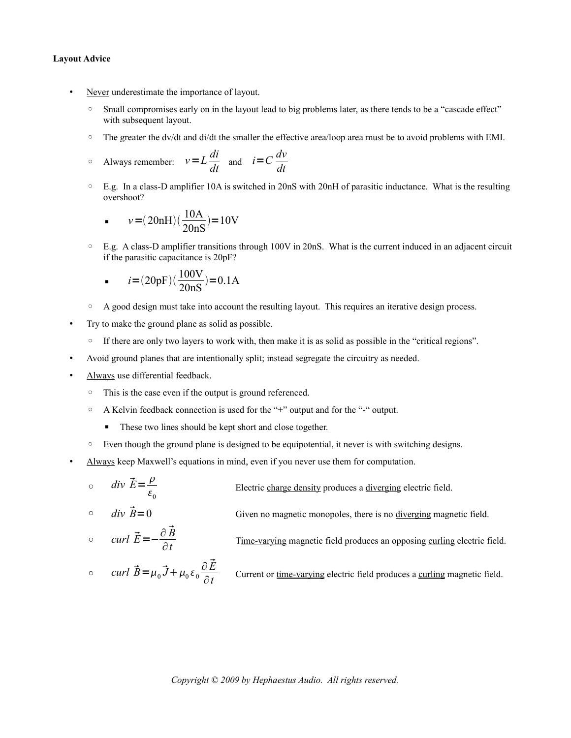**Layout Advice**

- <u>Never</u> underestimate the importance of layout.
  - Small compromises early on in the layout lead to big problems later, as there tends to be a "cascade effect" with subsequent layout.
  - The greater the dv/dt and di/dt the smaller the effective area/loop area must be to avoid problems with EMI.
  - Always remember: $v = L\dfrac{di}{dt}$ and $i = C\dfrac{dv}{dt}$
  - E.g. In a class-D amplifier 10A is switched in 20nS with 20nH of parasitic inductance. What is the resulting overshoot?
    - $v = (20\text{nH})(\dfrac{10\text{A}}{20\text{nS}}) = 10\text{V}$
  - E.g. A class-D amplifier transitions through 100V in 20nS. What is the current induced in an adjacent circuit if the parasitic capacitance is 20pF?
    - $i = (20\text{pF})(\dfrac{100\text{V}}{20\text{nS}}) = 0.1\text{A}$
  - A good design must take into account the resulting layout. This requires an iterative design process.
- Try to make the ground plane as solid as possible.
  - If there are only two layers to work with, then make it is as solid as possible in the "critical regions".
- Avoid ground planes that are intentionally split; instead segregate the circuitry as needed.
- <u>Always</u> use differential feedback.
  - This is the case even if the output is ground referenced.
  - A Kelvin feedback connection is used for the "+" output and for the "-" output.
    - These two lines should be kept short and close together.
  - Even though the ground plane is designed to be equipotential, it never is with switching designs.
- <u>Always</u> keep Maxwell's equations in mind, even if you never use them for computation.
  - $div\ \vec{E} = \dfrac{\rho}{\varepsilon_0}$ — Electric <u>charge density</u> produces a <u>diverging</u> electric field.
  - $div\ \vec{B} = 0$ — Given no magnetic monopoles, there is no <u>diverging</u> magnetic field.
  - $curl\ \vec{E} = -\dfrac{\partial \vec{B}}{\partial t}$ — <u>Time-varying</u> magnetic field produces an opposing <u>curling</u> electric field.
  - $curl\ \vec{B} = \mu_0 \vec{J} + \mu_0 \varepsilon_0 \dfrac{\partial \vec{E}}{\partial t}$ — Current or <u>time-varying</u> electric field produces a <u>curling</u> magnetic field.

*Copyright © 2009 by Hephaestus Audio. All rights reserved.*